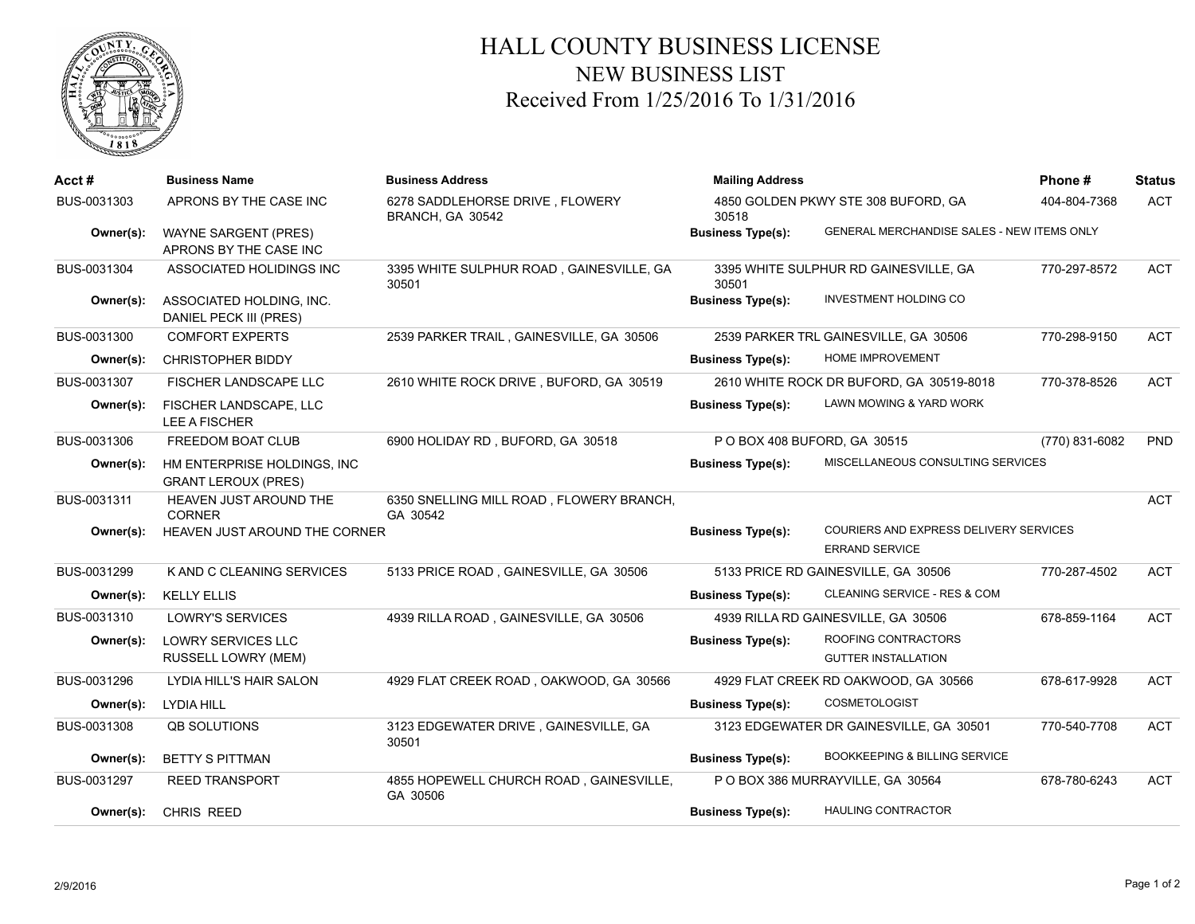# HALL COUNTY BUSINESS LICENSE
## NEW BUSINESS LIST
### Received From 1/25/2016 To 1/31/2016

| Acct # | Business Name | Business Address | Mailing Address | | Phone # | Status |
|---|---|---|---|---|---|---|
| BUS-0031303 | APRONS BY THE CASE INC | 6278 SADDLEHORSE DRIVE , FLOWERY BRANCH, GA 30542 | 4850 GOLDEN PKWY STE 308 BUFORD, GA 30518 | | 404-804-7368 | ACT |
| **Owner(s):** | WAYNE SARGENT (PRES) APRONS BY THE CASE INC | | **Business Type(s):** | GENERAL MERCHANDISE SALES - NEW ITEMS ONLY | | |
| BUS-0031304 | ASSOCIATED HOLIDINGS INC | 3395 WHITE SULPHUR ROAD , GAINESVILLE, GA 30501 | 3395 WHITE SULPHUR RD GAINESVILLE, GA 30501 | | 770-297-8572 | ACT |
| **Owner(s):** | ASSOCIATED HOLDING, INC. DANIEL PECK III (PRES) | | **Business Type(s):** | INVESTMENT HOLDING CO | | |
| BUS-0031300 | COMFORT EXPERTS | 2539 PARKER TRAIL , GAINESVILLE, GA 30506 | 2539 PARKER TRL GAINESVILLE, GA 30506 | | 770-298-9150 | ACT |
| **Owner(s):** | CHRISTOPHER BIDDY | | **Business Type(s):** | HOME IMPROVEMENT | | |
| BUS-0031307 | FISCHER LANDSCAPE LLC | 2610 WHITE ROCK DRIVE , BUFORD, GA 30519 | 2610 WHITE ROCK DR BUFORD, GA 30519-8018 | | 770-378-8526 | ACT |
| **Owner(s):** | FISCHER LANDSCAPE, LLC LEE A FISCHER | | **Business Type(s):** | LAWN MOWING & YARD WORK | | |
| BUS-0031306 | FREEDOM BOAT CLUB | 6900 HOLIDAY RD , BUFORD, GA 30518 | P O BOX 408 BUFORD, GA 30515 | | (770) 831-6082 | PND |
| **Owner(s):** | HM ENTERPRISE HOLDINGS, INC GRANT LEROUX (PRES) | | **Business Type(s):** | MISCELLANEOUS CONSULTING SERVICES | | |
| BUS-0031311 | HEAVEN JUST AROUND THE CORNER | 6350 SNELLING MILL ROAD , FLOWERY BRANCH, GA 30542 | | | | ACT |
| **Owner(s):** | HEAVEN JUST AROUND THE CORNER | | **Business Type(s):** | COURIERS AND EXPRESS DELIVERY SERVICES ERRAND SERVICE | | |
| BUS-0031299 | K AND C CLEANING SERVICES | 5133 PRICE ROAD , GAINESVILLE, GA 30506 | 5133 PRICE RD GAINESVILLE, GA 30506 | | 770-287-4502 | ACT |
| **Owner(s):** | KELLY ELLIS | | **Business Type(s):** | CLEANING SERVICE - RES & COM | | |
| BUS-0031310 | LOWRY'S SERVICES | 4939 RILLA ROAD , GAINESVILLE, GA 30506 | 4939 RILLA RD GAINESVILLE, GA 30506 | | 678-859-1164 | ACT |
| **Owner(s):** | LOWRY SERVICES LLC RUSSELL LOWRY (MEM) | | **Business Type(s):** | ROOFING CONTRACTORS GUTTER INSTALLATION | | |
| BUS-0031296 | LYDIA HILL'S HAIR SALON | 4929 FLAT CREEK ROAD , OAKWOOD, GA 30566 | 4929 FLAT CREEK RD OAKWOOD, GA 30566 | | 678-617-9928 | ACT |
| **Owner(s):** | LYDIA HILL | | **Business Type(s):** | COSMETOLOGIST | | |
| BUS-0031308 | QB SOLUTIONS | 3123 EDGEWATER DRIVE , GAINESVILLE, GA 30501 | 3123 EDGEWATER DR GAINESVILLE, GA 30501 | | 770-540-7708 | ACT |
| **Owner(s):** | BETTY S PITTMAN | | **Business Type(s):** | BOOKKEEPING & BILLING SERVICE | | |
| BUS-0031297 | REED TRANSPORT | 4855 HOPEWELL CHURCH ROAD , GAINESVILLE, GA 30506 | P O BOX 386 MURRAYVILLE, GA 30564 | | 678-780-6243 | ACT |
| **Owner(s):** | CHRIS REED | | **Business Type(s):** | HAULING CONTRACTOR | | |

2/9/2016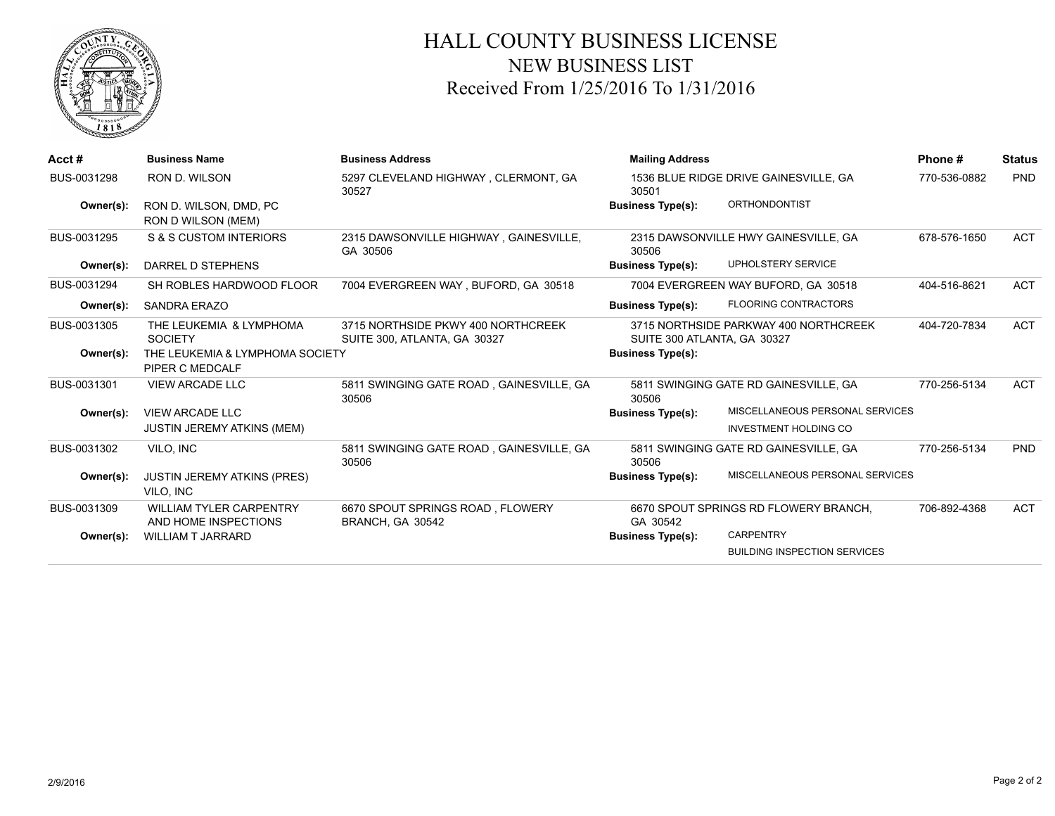# HALL COUNTY BUSINESS LICENSE

## NEW BUSINESS LIST

## Received From 1/25/2016 To 1/31/2016

| Acct # | Business Name | Business Address | Mailing Address | | Phone # | Status |
|---|---|---|---|---|---|---|
| BUS-0031298 | RON D. WILSON | 5297 CLEVELAND HIGHWAY , CLERMONT, GA 30527 | 1536 BLUE RIDGE DRIVE GAINESVILLE, GA 30501 | | 770-536-0882 | PND |
| **Owner(s):** | RON D. WILSON, DMD, PC<br>RON D WILSON (MEM) | | **Business Type(s):** | ORTHONDONTIST | | |
| BUS-0031295 | S & S CUSTOM INTERIORS | 2315 DAWSONVILLE HIGHWAY , GAINESVILLE, GA 30506 | 2315 DAWSONVILLE HWY GAINESVILLE, GA 30506 | | 678-576-1650 | ACT |
| **Owner(s):** | DARREL D STEPHENS | | **Business Type(s):** | UPHOLSTERY SERVICE | | |
| BUS-0031294 | SH ROBLES HARDWOOD FLOOR | 7004 EVERGREEN WAY , BUFORD, GA 30518 | 7004 EVERGREEN WAY BUFORD, GA 30518 | | 404-516-8621 | ACT |
| **Owner(s):** | SANDRA ERAZO | | **Business Type(s):** | FLOORING CONTRACTORS | | |
| BUS-0031305 | THE LEUKEMIA & LYMPHOMA SOCIETY | 3715 NORTHSIDE PKWY 400 NORTHCREEK SUITE 300, ATLANTA, GA 30327 | 3715 NORTHSIDE PARKWAY 400 NORTHCREEK SUITE 300 ATLANTA, GA 30327 | | 404-720-7834 | ACT |
| **Owner(s):** | THE LEUKEMIA & LYMPHOMA SOCIETY<br>PIPER C MEDCALF | | **Business Type(s):** | | | |
| BUS-0031301 | VIEW ARCADE LLC | 5811 SWINGING GATE ROAD , GAINESVILLE, GA 30506 | 5811 SWINGING GATE RD GAINESVILLE, GA 30506 | | 770-256-5134 | ACT |
| **Owner(s):** | VIEW ARCADE LLC<br>JUSTIN JEREMY ATKINS (MEM) | | **Business Type(s):** | MISCELLANEOUS PERSONAL SERVICES<br>INVESTMENT HOLDING CO | | |
| BUS-0031302 | VILO, INC | 5811 SWINGING GATE ROAD , GAINESVILLE, GA 30506 | 5811 SWINGING GATE RD GAINESVILLE, GA 30506 | | 770-256-5134 | PND |
| **Owner(s):** | JUSTIN JEREMY ATKINS (PRES)<br>VILO, INC | | **Business Type(s):** | MISCELLANEOUS PERSONAL SERVICES | | |
| BUS-0031309 | WILLIAM TYLER CARPENTRY AND HOME INSPECTIONS | 6670 SPOUT SPRINGS ROAD , FLOWERY BRANCH, GA 30542 | 6670 SPOUT SPRINGS RD FLOWERY BRANCH, GA 30542 | | 706-892-4368 | ACT |
| **Owner(s):** | WILLIAM T JARRARD | | **Business Type(s):** | CARPENTRY<br>BUILDING INSPECTION SERVICES | | |

2/9/2016